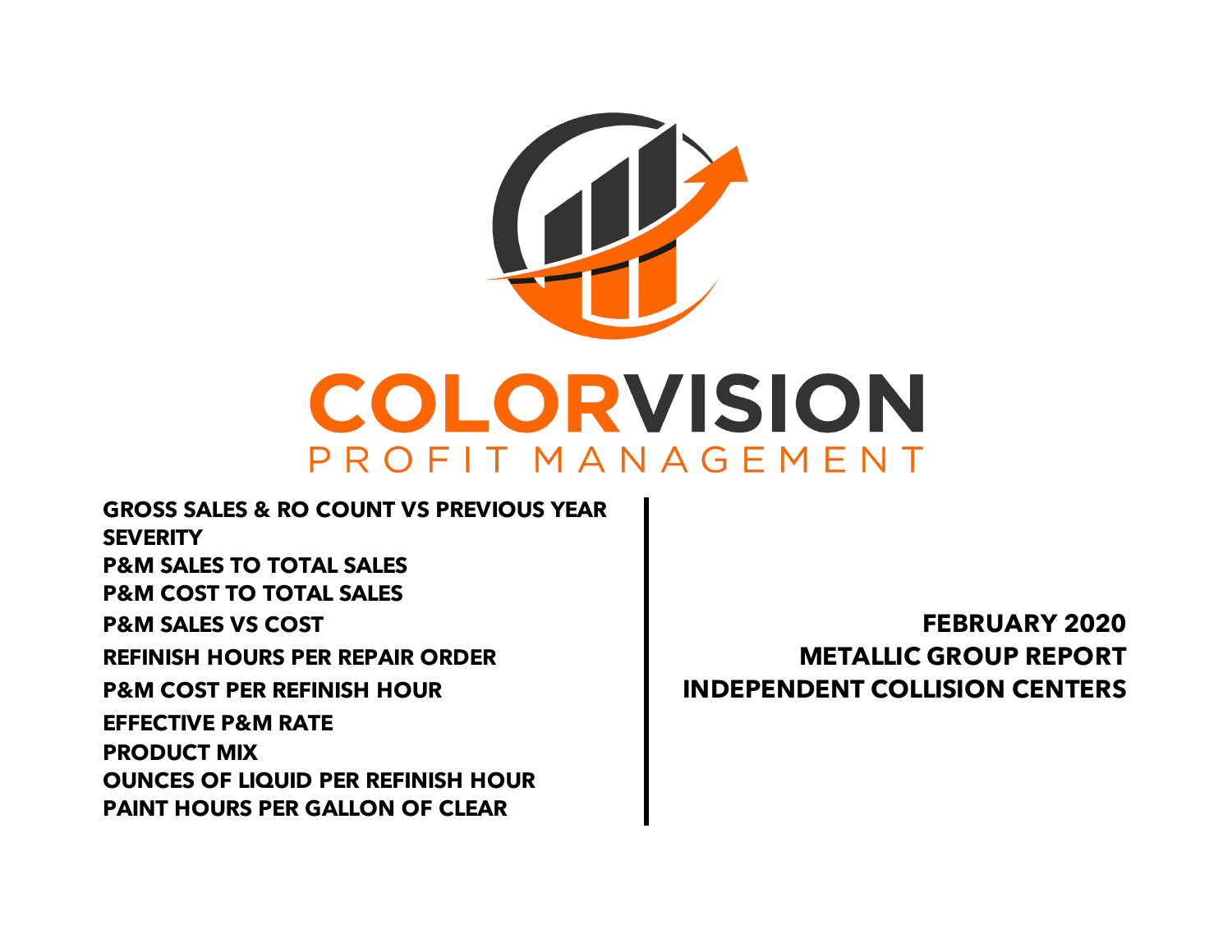# COLORVISION

PROFIT MANAGEMENT

**GROSS SALES & RO COUNT VS PREVIOUS YEAR**
**SEVERITY**
**P&M SALES TO TOTAL SALES**
**P&M COST TO TOTAL SALES**
**P&M SALES VS COST**
**REFINISH HOURS PER REPAIR ORDER**
**P&M COST PER REFINISH HOUR**
**EFFECTIVE P&M RATE**
**PRODUCT MIX**
**OUNCES OF LIQUID PER REFINISH HOUR**
**PAINT HOURS PER GALLON OF CLEAR**

**FEBRUARY 2020**
**METALLIC GROUP REPORT**
**INDEPENDENT COLLISION CENTERS**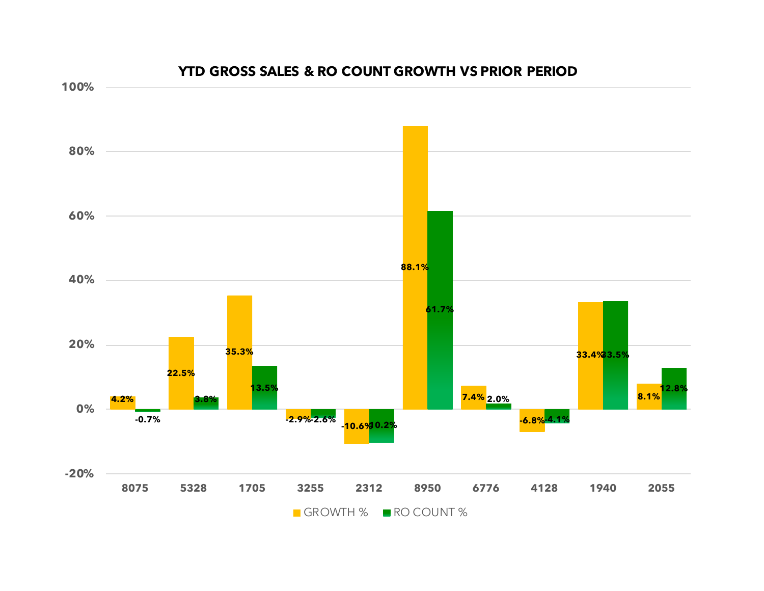## YTD GROSS SALES & RO COUNT GROWTH VS PRIOR PERIOD

| | GROWTH % | RO COUNT % |
|---|---|---|
| 8075 | 4.2% | -0.7% |
| 5328 | 22.5% | 3.8% |
| 1705 | 35.3% | 13.5% |
| 3255 | -2.9% | -2.6% |
| 2312 | -10.6% | -10.2% |
| 8950 | 88.1% | 61.7% |
| 6776 | 7.4% | 2.0% |
| 4128 | -6.8% | -4.1% |
| 1940 | 33.4% | 33.5% |
| 2055 | 8.1% | 12.8% |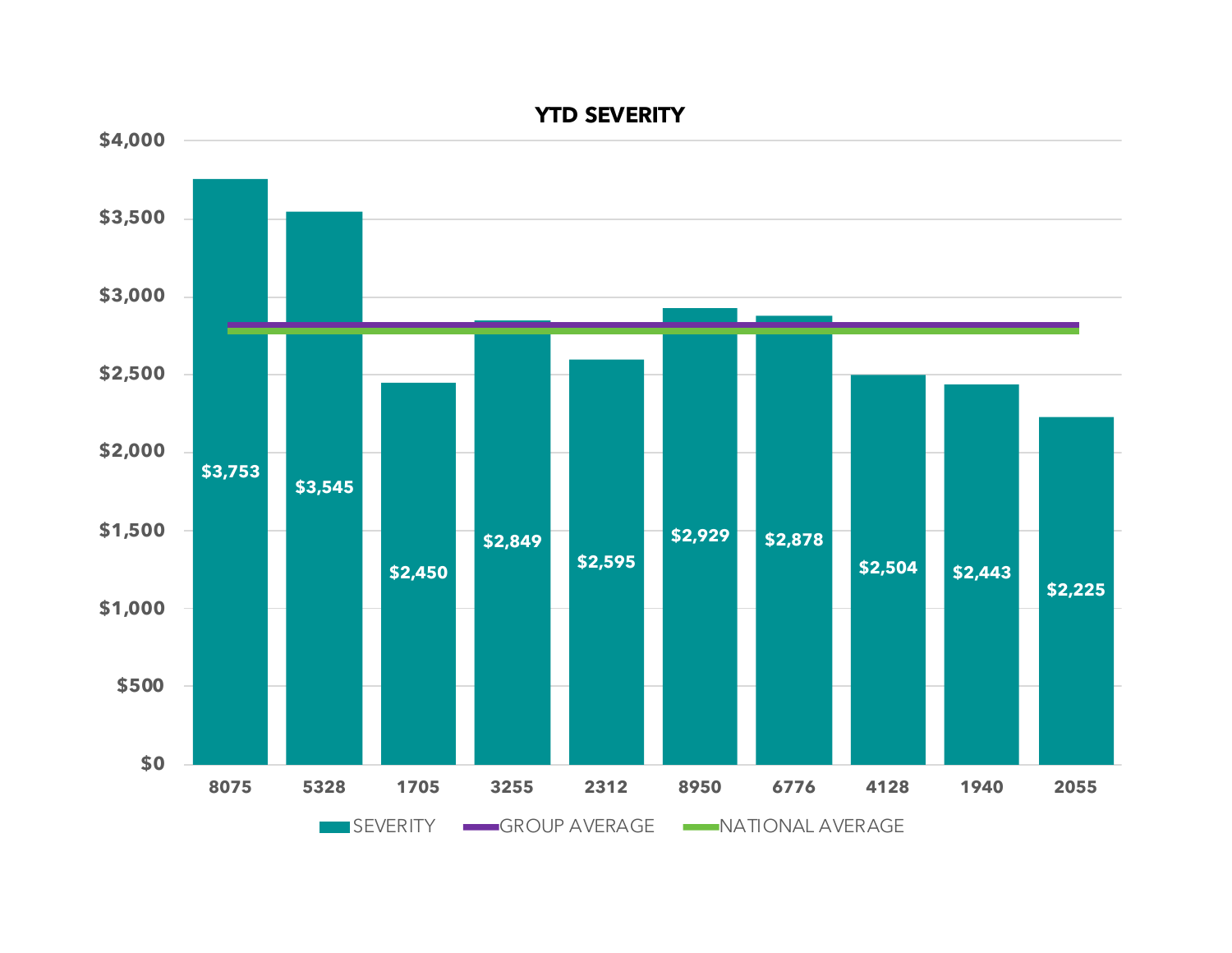## YTD SEVERITY

| | 8075 | 5328 | 1705 | 3255 | 2312 | 8950 | 6776 | 4128 | 1940 | 2055 |
|---|---|---|---|---|---|---|---|---|---|---|
| SEVERITY | $3,753 | $3,545 | $2,450 | $2,849 | $2,595 | $2,929 | $2,878 | $2,504 | $2,443 | $2,225 |

Legend: SEVERITY, GROUP AVERAGE, NATIONAL AVERAGE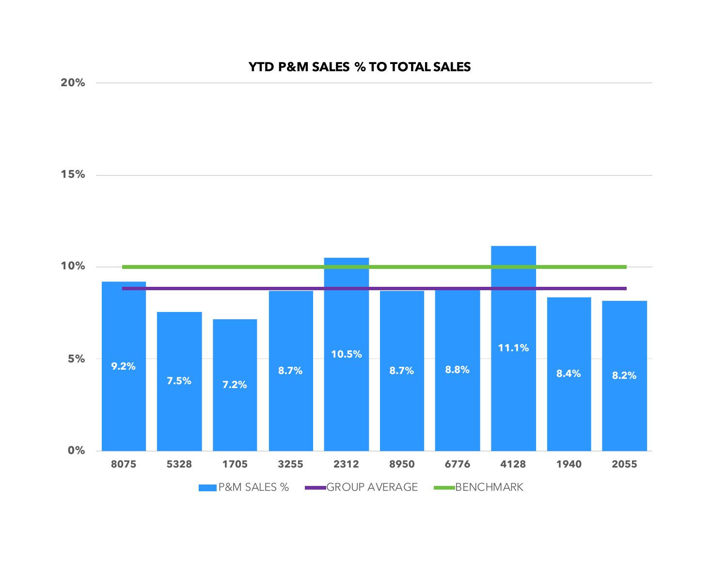## YTD P&M SALES % TO TOTAL SALES

| Store | P&M SALES % |
|---|---|
| 8075 | 9.2% |
| 5328 | 7.5% |
| 1705 | 7.2% |
| 3255 | 8.7% |
| 2312 | 10.5% |
| 8950 | 8.7% |
| 6776 | 8.8% |
| 4128 | 11.1% |
| 1940 | 8.4% |
| 2055 | 8.2% |

P&M SALES % — GROUP AVERAGE — BENCHMARK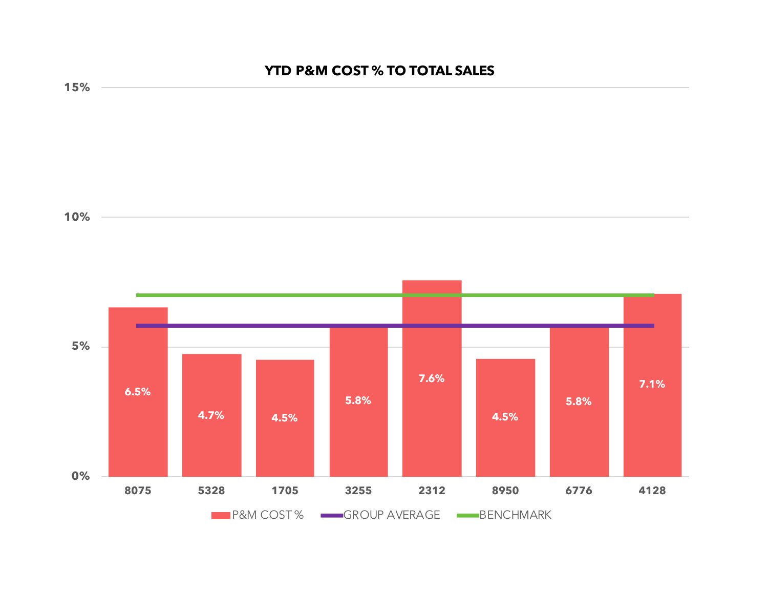## YTD P&M COST % TO TOTAL SALES

| | 8075 | 5328 | 1705 | 3255 | 2312 | 8950 | 6776 | 4128 |
|---|---|---|---|---|---|---|---|---|
| P&M COST % | 6.5% | 4.7% | 4.5% | 5.8% | 7.6% | 4.5% | 5.8% | 7.1% |

Legend: P&M COST %, GROUP AVERAGE, BENCHMARK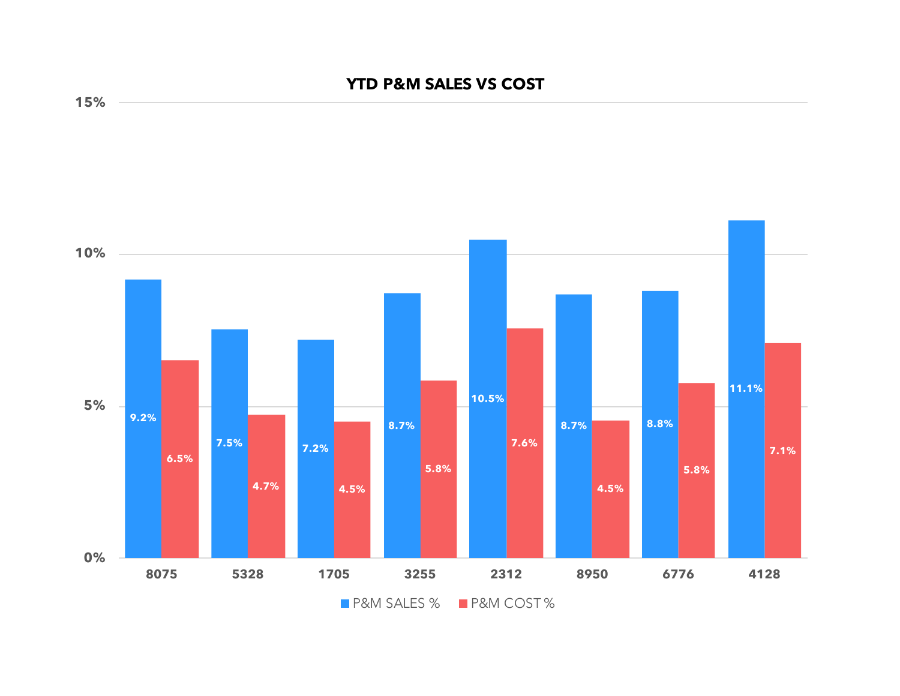## YTD P&M SALES VS COST

| | P&M SALES % | P&M COST % |
|---|---|---|
| 8075 | 9.2% | 6.5% |
| 5328 | 7.5% | 4.7% |
| 1705 | 7.2% | 4.5% |
| 3255 | 8.7% | 5.8% |
| 2312 | 10.5% | 7.6% |
| 8950 | 8.7% | 4.5% |
| 6776 | 8.8% | 5.8% |
| 4128 | 11.1% | 7.1% |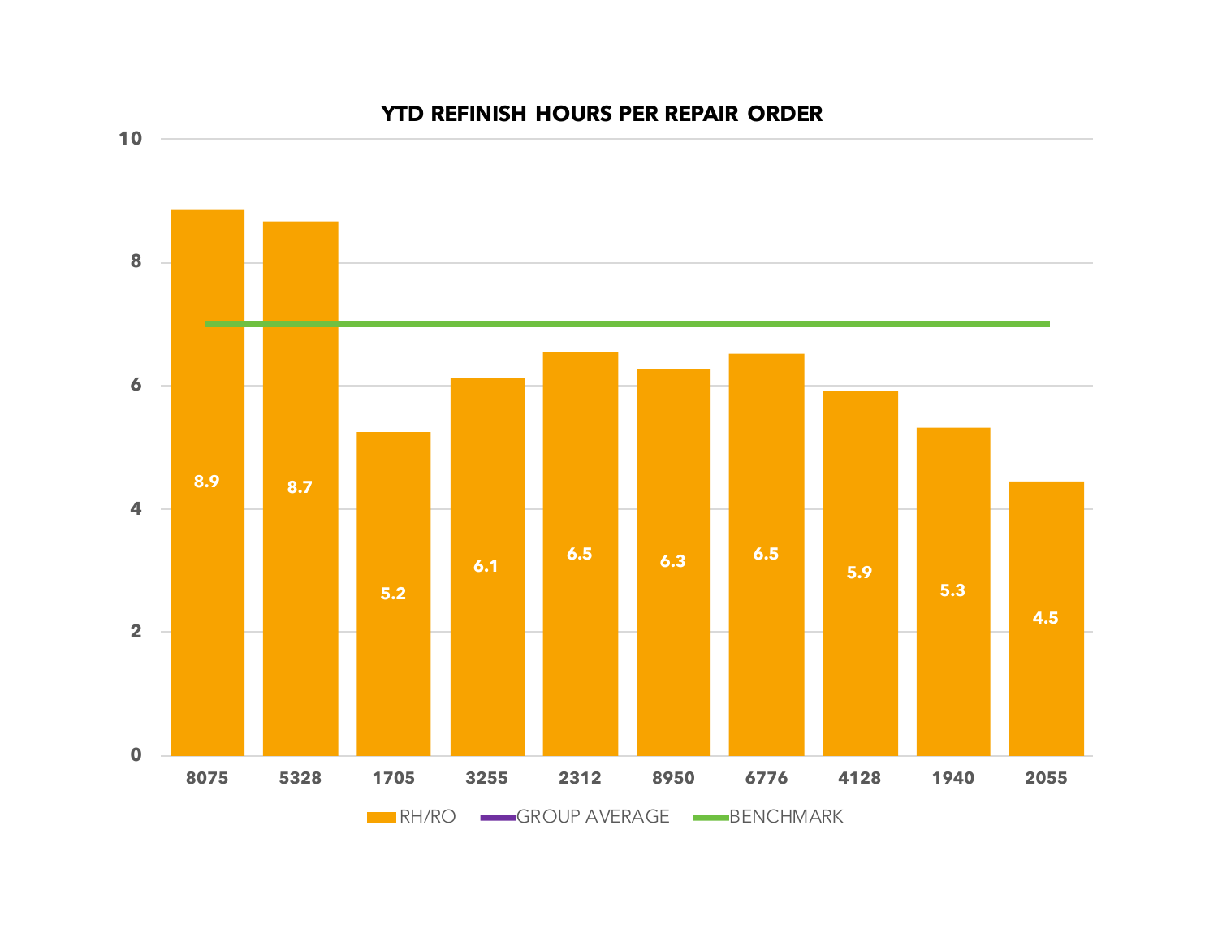## YTD REFINISH HOURS PER REPAIR ORDER

| Shop | RH/RO |
|---|---|
| 8075 | 8.9 |
| 5328 | 8.7 |
| 1705 | 5.2 |
| 3255 | 6.1 |
| 2312 | 6.5 |
| 8950 | 6.3 |
| 6776 | 6.5 |
| 4128 | 5.9 |
| 1940 | 5.3 |
| 2055 | 4.5 |

Legend: RH/RO, GROUP AVERAGE, BENCHMARK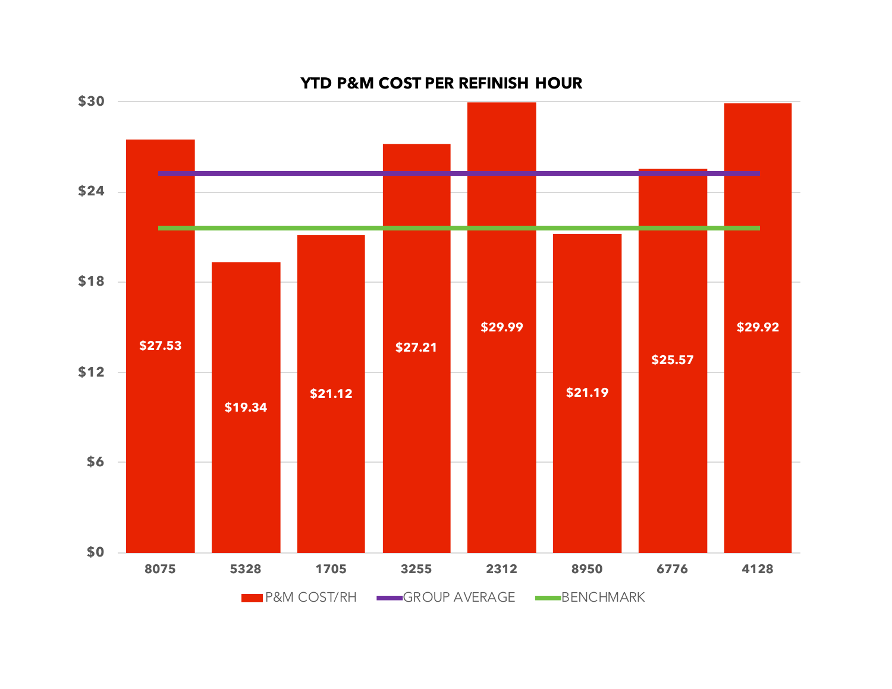## YTD P&M COST PER REFINISH HOUR

| Shop | P&M COST/RH |
|---|---|
| 8075 | $27.53 |
| 5328 | $19.34 |
| 1705 | $21.12 |
| 3255 | $27.21 |
| 2312 | $29.99 |
| 8950 | $21.19 |
| 6776 | $25.57 |
| 4128 | $29.92 |

Legend: P&M COST/RH, GROUP AVERAGE, BENCHMARK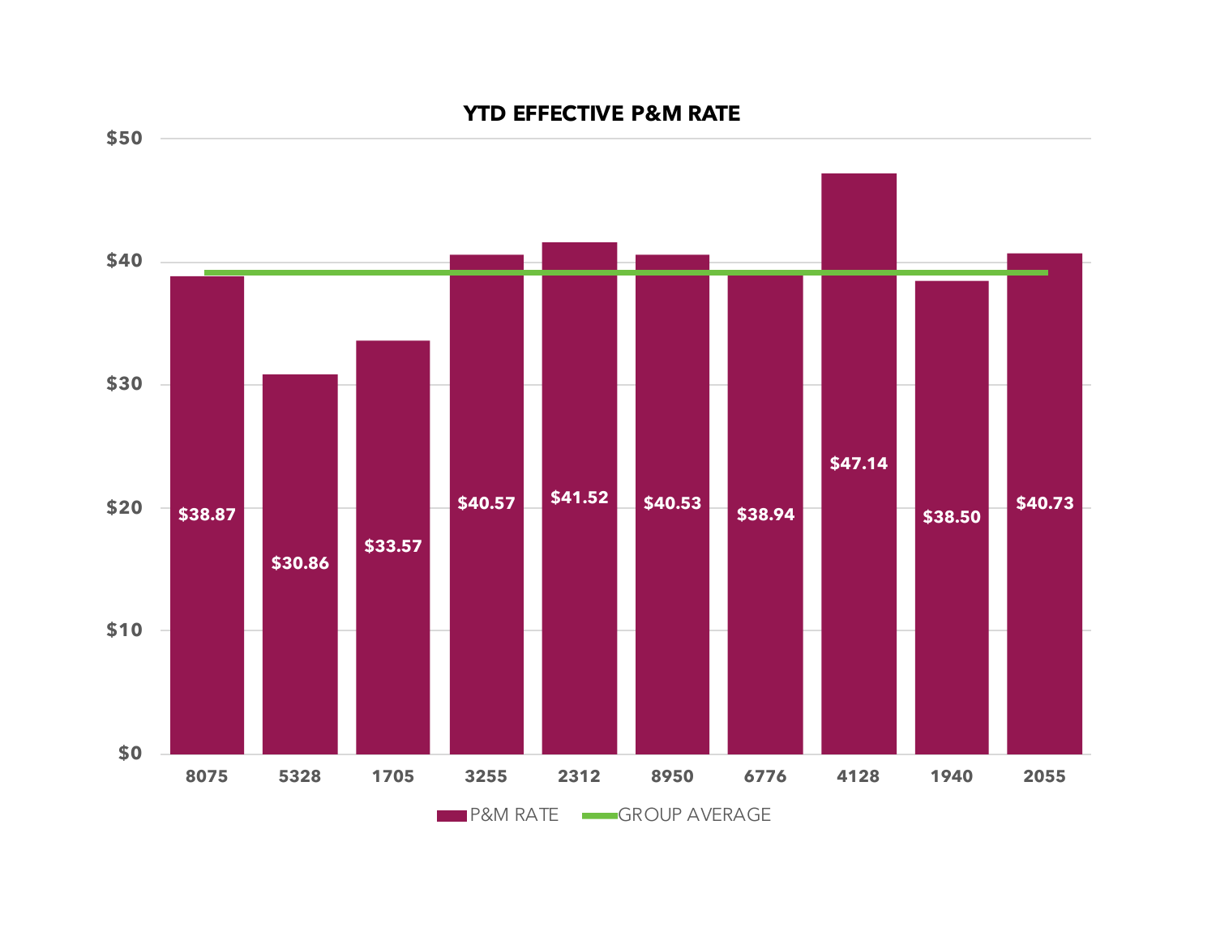## YTD EFFECTIVE P&M RATE

| | P&M RATE |
|---|---|
| 8075 | $38.87 |
| 5328 | $30.86 |
| 1705 | $33.57 |
| 3255 | $40.57 |
| 2312 | $41.52 |
| 8950 | $40.53 |
| 6776 | $38.94 |
| 4128 | $47.14 |
| 1940 | $38.50 |
| 2055 | $40.73 |

P&M RATE — GROUP AVERAGE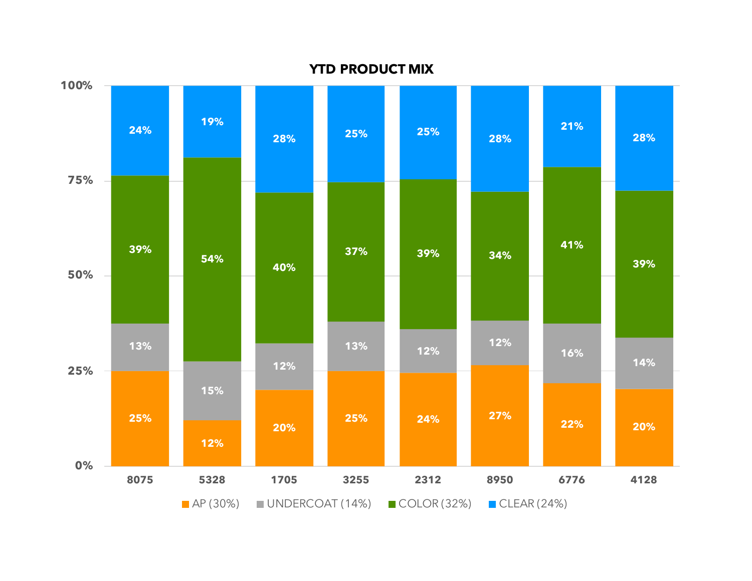# YTD PRODUCT MIX

| | 8075 | 5328 | 1705 | 3255 | 2312 | 8950 | 6776 | 4128 |
|---|---|---|---|---|---|---|---|---|
| AP (30%) | 25% | 12% | 20% | 25% | 24% | 27% | 22% | 20% |
| UNDERCOAT (14%) | 13% | 15% | 12% | 13% | 12% | 12% | 16% | 14% |
| COLOR (32%) | 39% | 54% | 40% | 37% | 39% | 34% | 41% | 39% |
| CLEAR (24%) | 24% | 19% | 28% | 25% | 25% | 28% | 21% | 28% |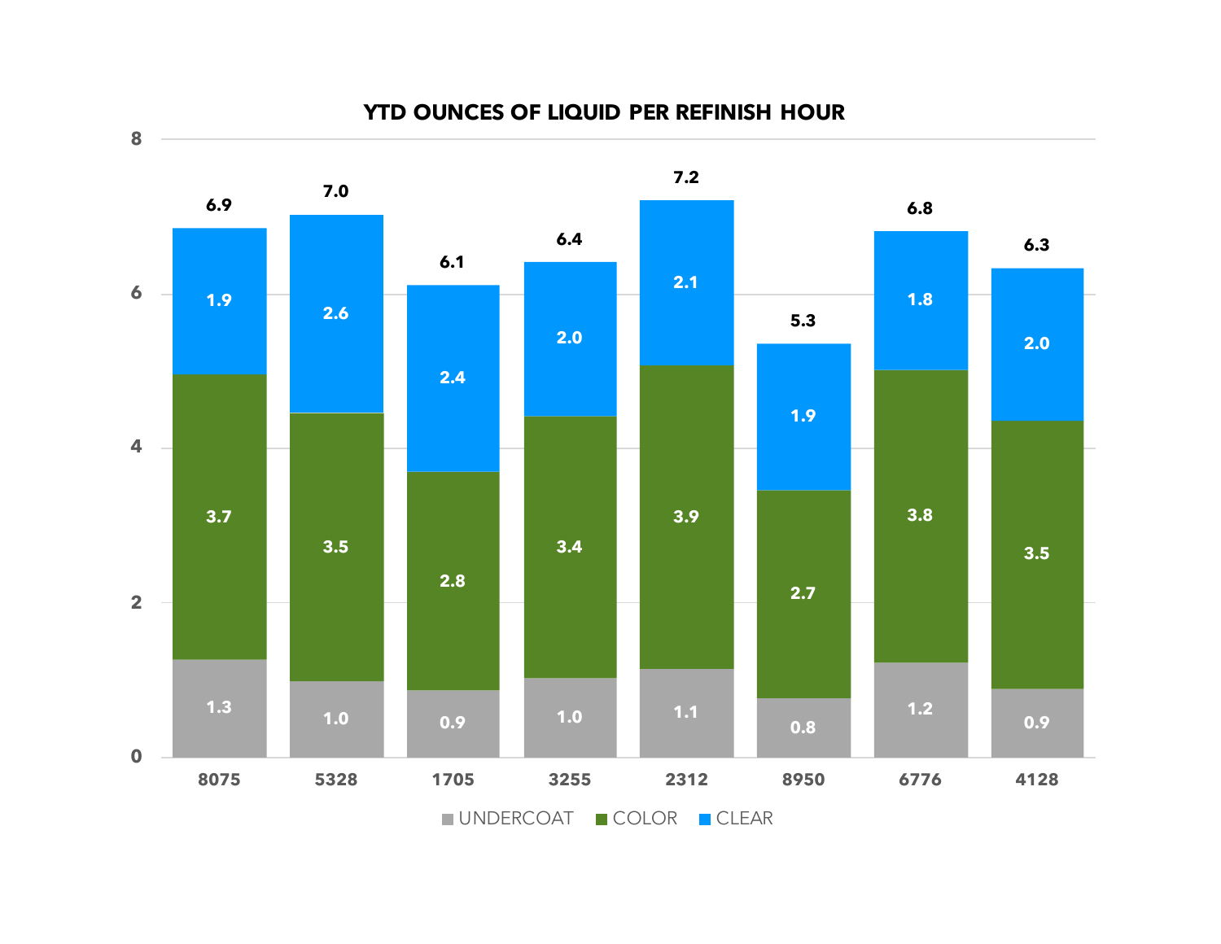## YTD OUNCES OF LIQUID PER REFINISH HOUR

| | 8075 | 5328 | 1705 | 3255 | 2312 | 8950 | 6776 | 4128 |
|---|---|---|---|---|---|---|---|---|
| UNDERCOAT | 1.3 | 1.0 | 0.9 | 1.0 | 1.1 | 0.8 | 1.2 | 0.9 |
| COLOR | 3.7 | 3.5 | 2.8 | 3.4 | 3.9 | 2.7 | 3.8 | 3.5 |
| CLEAR | 1.9 | 2.6 | 2.4 | 2.0 | 2.1 | 1.9 | 1.8 | 2.0 |
| Total | 6.9 | 7.0 | 6.1 | 6.4 | 7.2 | 5.3 | 6.8 | 6.3 |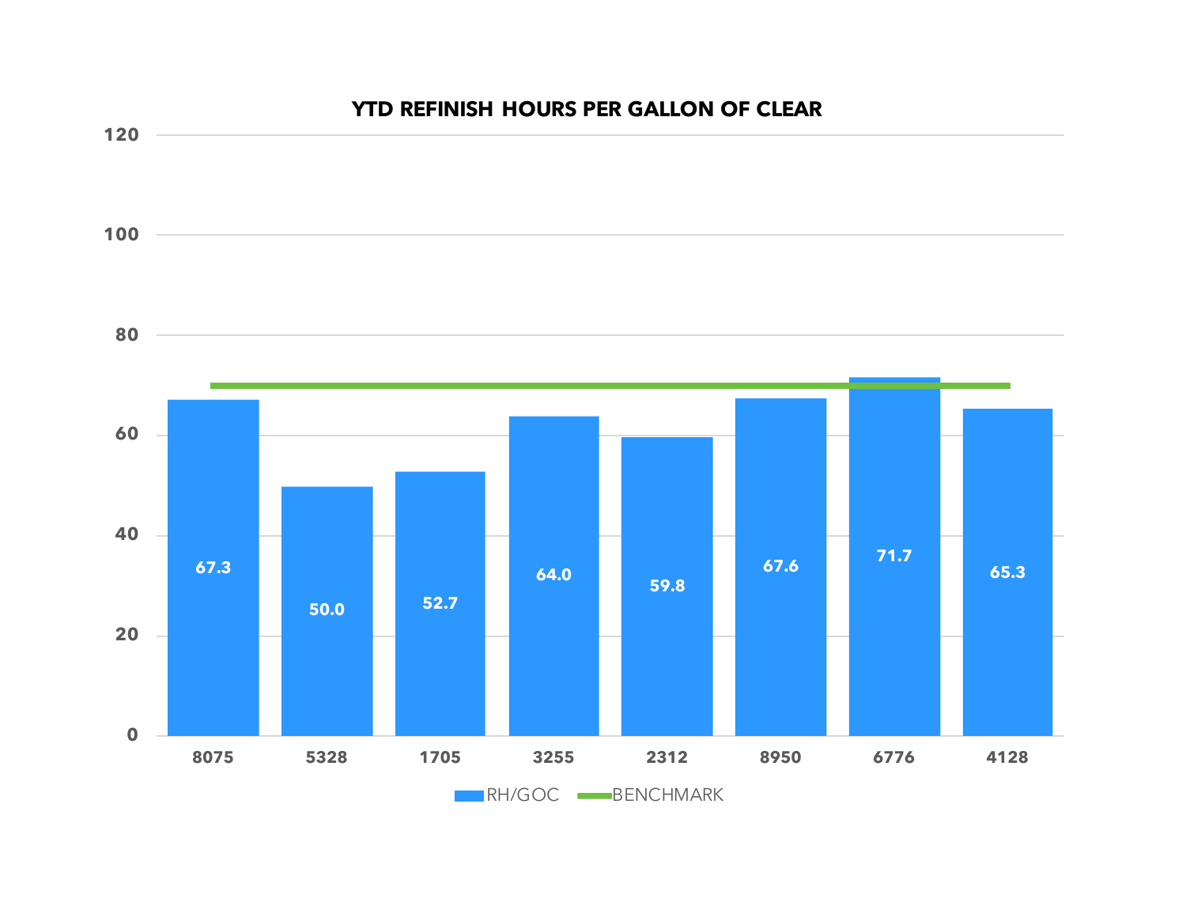YTD REFINISH HOURS PER GALLON OF CLEAR

120
100
80
60
40
20
0

67.3
50.0
52.7
64.0
59.8
67.6
71.7
65.3

8075
5328
1705
3255
2312
8950
6776
4128

RH/GOC
BENCHMARK